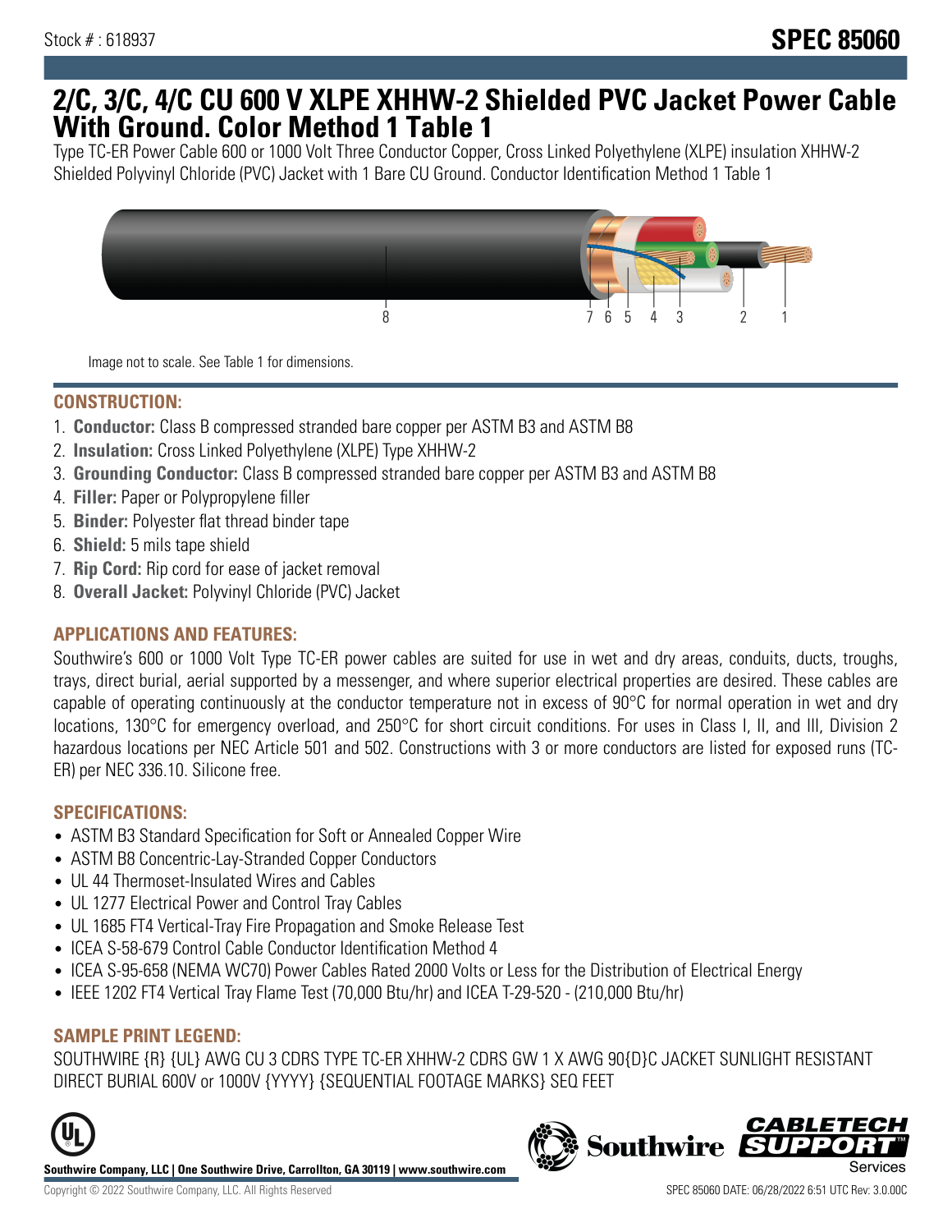Stock # : 618937

**SPEC 85060**

# 2/C, 3/C, 4/C CU 600 V XLPE XHHW-2 Shielded PVC Jacket Power Cable With Ground. Color Method 1 Table 1

Type TC-ER Power Cable 600 or 1000 Volt Three Conductor Copper, Cross Linked Polyethylene (XLPE) insulation XHHW-2 Shielded Polyvinyl Chloride (PVC) Jacket with 1 Bare CU Ground. Conductor Identification Method 1 Table 1

Image not to scale. See Table 1 for dimensions.

## CONSTRUCTION:

1. **Conductor:** Class B compressed stranded bare copper per ASTM B3 and ASTM B8
2. **Insulation:** Cross Linked Polyethylene (XLPE) Type XHHW-2
3. **Grounding Conductor:** Class B compressed stranded bare copper per ASTM B3 and ASTM B8
4. **Filler:** Paper or Polypropylene filler
5. **Binder:** Polyester flat thread binder tape
6. **Shield:** 5 mils tape shield
7. **Rip Cord:** Rip cord for ease of jacket removal
8. **Overall Jacket:** Polyvinyl Chloride (PVC) Jacket

## APPLICATIONS AND FEATURES:

Southwire's 600 or 1000 Volt Type TC-ER power cables are suited for use in wet and dry areas, conduits, ducts, troughs, trays, direct burial, aerial supported by a messenger, and where superior electrical properties are desired. These cables are capable of operating continuously at the conductor temperature not in excess of 90°C for normal operation in wet and dry locations, 130°C for emergency overload, and 250°C for short circuit conditions. For uses in Class I, II, and III, Division 2 hazardous locations per NEC Article 501 and 502. Constructions with 3 or more conductors are listed for exposed runs (TC-ER) per NEC 336.10. Silicone free.

## SPECIFICATIONS:

- ASTM B3 Standard Specification for Soft or Annealed Copper Wire
- ASTM B8 Concentric-Lay-Stranded Copper Conductors
- UL 44 Thermoset-Insulated Wires and Cables
- UL 1277 Electrical Power and Control Tray Cables
- UL 1685 FT4 Vertical-Tray Fire Propagation and Smoke Release Test
- ICEA S-58-679 Control Cable Conductor Identification Method 4
- ICEA S-95-658 (NEMA WC70) Power Cables Rated 2000 Volts or Less for the Distribution of Electrical Energy
- IEEE 1202 FT4 Vertical Tray Flame Test (70,000 Btu/hr) and ICEA T-29-520 - (210,000 Btu/hr)

## SAMPLE PRINT LEGEND:

SOUTHWIRE {R} {UL} AWG CU 3 CDRS TYPE TC-ER XHHW-2 CDRS GW 1 X AWG 90{D}C JACKET SUNLIGHT RESISTANT DIRECT BURIAL 600V or 1000V {YYYY} {SEQUENTIAL FOOTAGE MARKS} SEQ FEET

**Southwire Company, LLC | One Southwire Drive, Carrollton, GA 30119 | www.southwire.com**

Copyright © 2022 Southwire Company, LLC. All Rights Reserved

SPEC 85060 DATE: 06/28/2022 6:51 UTC Rev: 3.0.00C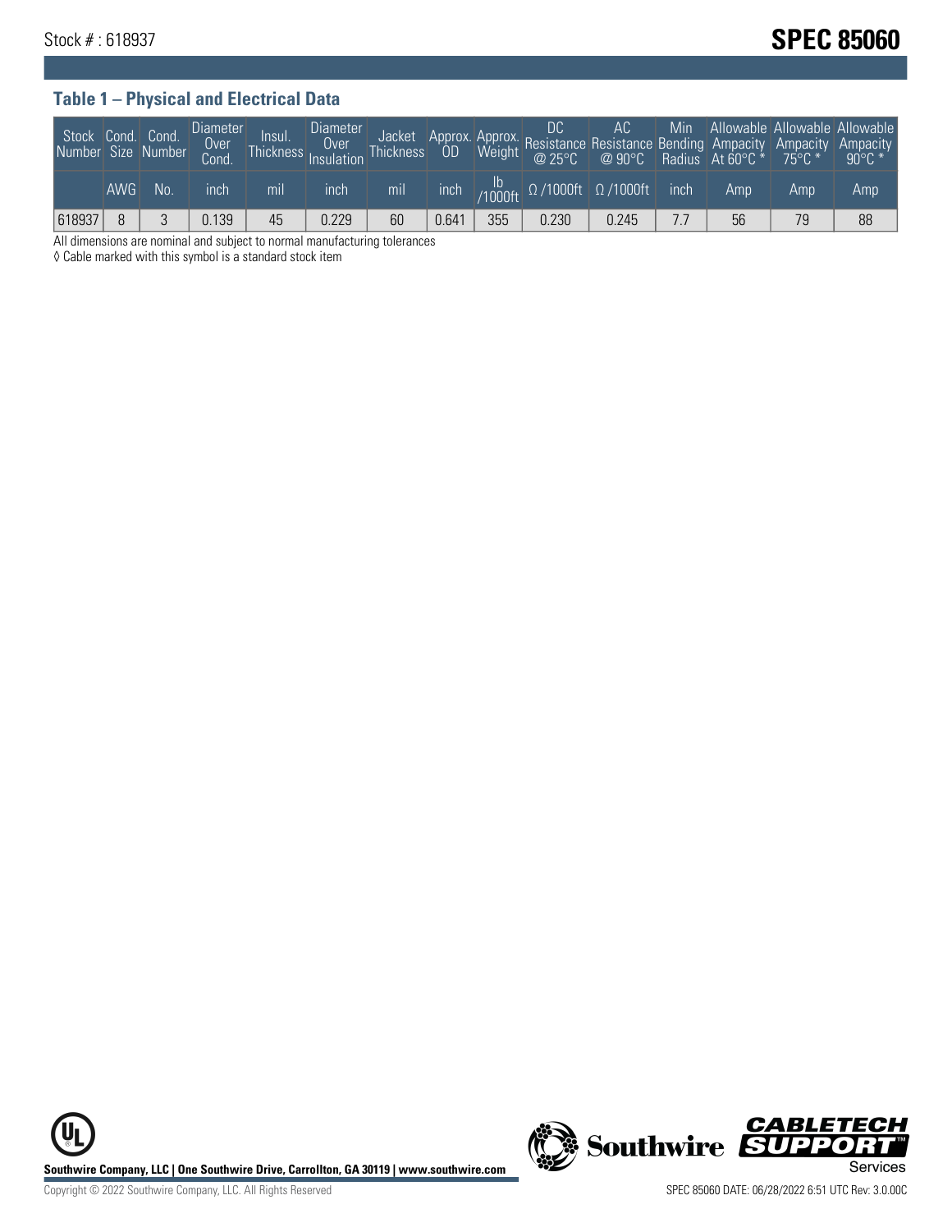### Table 1 – Physical and Electrical Data

| Stock Number | Cond. Size | Cond. Number | Diameter Over Cond. | Insul. Thickness | Diameter Over Insulation | Jacket Thickness | Approx. OD | Approx. Weight | DC Resistance @ 25°C | AC Resistance @ 90°C | Min Bending Radius | Allowable Ampacity At 60°C * | Allowable Ampacity 75°C * | Allowable Ampacity 90°C * |
|---|---|---|---|---|---|---|---|---|---|---|---|---|---|---|
| | AWG | No. | inch | mil | inch | mil | inch | lb /1000ft | Ω /1000ft | Ω /1000ft | inch | Amp | Amp | Amp |
| 618937 | 8 | 3 | 0.139 | 45 | 0.229 | 60 | 0.641 | 355 | 0.230 | 0.245 | 7.7 | 56 | 79 | 88 |

All dimensions are nominal and subject to normal manufacturing tolerances

◊ Cable marked with this symbol is a standard stock item

**Southwire Company, LLC | One Southwire Drive, Carrollton, GA 30119 | www.southwire.com**

Copyright © 2022 Southwire Company, LLC. All Rights Reserved